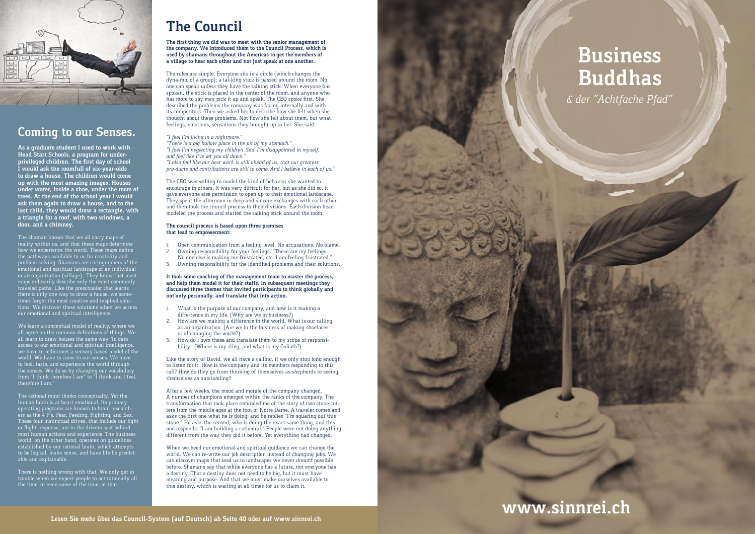## Coming to our Senses.

**As a graduate student I used to work with Head Start Schools, a program for underprivileged children. The first day of school I would ask the roomfull of six-year-olds to draw a house. The children would come up with the most amazing images. Houses under water, inside a shoe, under the roots of trees. At the end of the school year I would ask them again to draw a house, and to the last child, they would draw a rectangle, with a triangle for a roof, with two windows, a door, and a chimney.**

The shaman knows that we all carry maps of reality within us, and that these maps determine how we experience the world. These maps define the pathways available to us for creativity and problem solving. Shamans are cartographers of the emotional and spiritual landscape of an individual or an organization (village).. They know that most maps ordinarily describe only the most commonly traveled paths. Like the preschooler that learns there is only one way to draw a house, we sometimes forget the most creative and inspired solutions. We discover these solutions when we access our emotional and spiritual intelligence.

We learn a conceptual model of reality, where we all agree on the common definitions of things. We all learn to draw houses the same way. To gain access to our emotional and spiritual intelligence, we have to rediscover a sensory based model of the world. We have to come to our senses. We have to feel, taste, and experience the world through the senses. We do so by changing our vocabulary from "I think therefore I am" to "I think and I feel, therefore I am."

The rational mind thinks conceptually. Yet the human brain is at heart emotional. Its primary operating programs are known to brain researchers as the 4 F's. Fear, Feeding, Fighting, and Sex. These four instinctual drives, that include our fight or flight response, are in the drivers seat behind most human actions and experience. The business world, on the other hand, operates on guidelines established by our rational brain, which attempts to be logical, make sense, and have life be predictable and explainable.

There is nothing wrong with that. We only get in trouble when we expect people to act rationally all the time, or even some of the time, at that.

## The Council

**The first thing we did was to meet with the senior management of the company. We introduced them to the Council Process, which is used by shamans throughout the Americas to get the members of a village to hear each other and not just speak at one another.**

The rules are simple. Everyone sits in a circle (which changes the dyna-mic of a group); a tal-king stick is passed around the room. No one can speak unless they have the talking stick. When everyone has spoken, the stick is placed in the center of the room, and anyone who has more to say may pick it up and speak. The CEO spoke first. She described the problems the company was facing internally and with its competitors. Then we asked her to describe how she felt when she thought about these problems. Not how she felt about them, but what feelings, emotions, sensations they brought up in her. She said:

*"I feel I'm living in a nightmare."*
*"There is a big hollow place in the pit of my stomach."*
*"I feel I'm neglecting my children. Sad. I'm disappointed in myself, and feel like I've let you all down."*
*"I also feel like our best work is still ahead of us, that our greatest pro-ducts and contributions are still to come. And I believe in each of us."*

The CEO was willing to model the kind of behavior she wanted to encourage in others. It was very difficult for her, but as she did so, it gave everyone else permission to open up to their emotional landscape. They spent the afternoon in deep and sincere exchanges with each other, and then took the council process to their divisions. Each division head modeled the process and started the talking stick around the room.

**The council process is based upon three premises that lead to empowerment:**

1. Open communication from a feeling level. No accusations. No blame.
2. Owning responsibility for your feelings. "These are my feelings. No one else is making me frustrated, etc. I am feeling frustrated."
3. Owning responsibility for the identified problems and their solutions.

**It took some coaching of the management team to master the process, and help them model it for their staffs. In subsequent meetings they discussed three themes that invited participants to think globally and not only personally, and translate that into action.**

1. What is the purpose of our company, and how is it making a diffe-rence in my life. (Why are we in business?)
2. How are we making a difference in the world. What is our calling as an organization. (Are we in the business of making shoelaces or of changing the world?)
3. How do I own these and translate them to my scope of responsibility. (Where is my sling, and what is my Goliath?)

Like the story of David, we all have a calling, if we only stop long enough to listen for it. How is the company and its members responding to this call? How do they go from thinking of themselves as shepherds to seeing themselves as outstanding?

After a few weeks, the mood and morale of the company changed. A number of champions emerged within the ranks of the company. The transformation that took place reminded me of the story of two stone cutters from the middle ages at the foot of Notre Dame. A traveler comes and asks the first one what he is doing, and he replies "I'm squaring out this stone." He asks the second, who is doing the exact same thing, and this one responds: "I am building a cathedral." People were not doing anything different from the way they did it before. Yet everything had changed.

When we heed our emotional and spiritual guidance we can change the world. We can re-write our job description instead of changing jobs. We can discover maps that lead us to landscapes we never dreamt possible before. Shamans say that while everyone has a future, not everyone has a destiny. That a destiny does not need to be big, but it must have meaning and purpose. And that we must make ourselves available to this destiny, which is waiting at all times for us to claim it.

# Business Buddhas

*& der "Achtfache Pfad"*

**www.sinnrei.ch**

**Lesen Sie mehr über das Council-System (auf Deutsch) ab Seite 40 oder auf www.sinnrei.ch**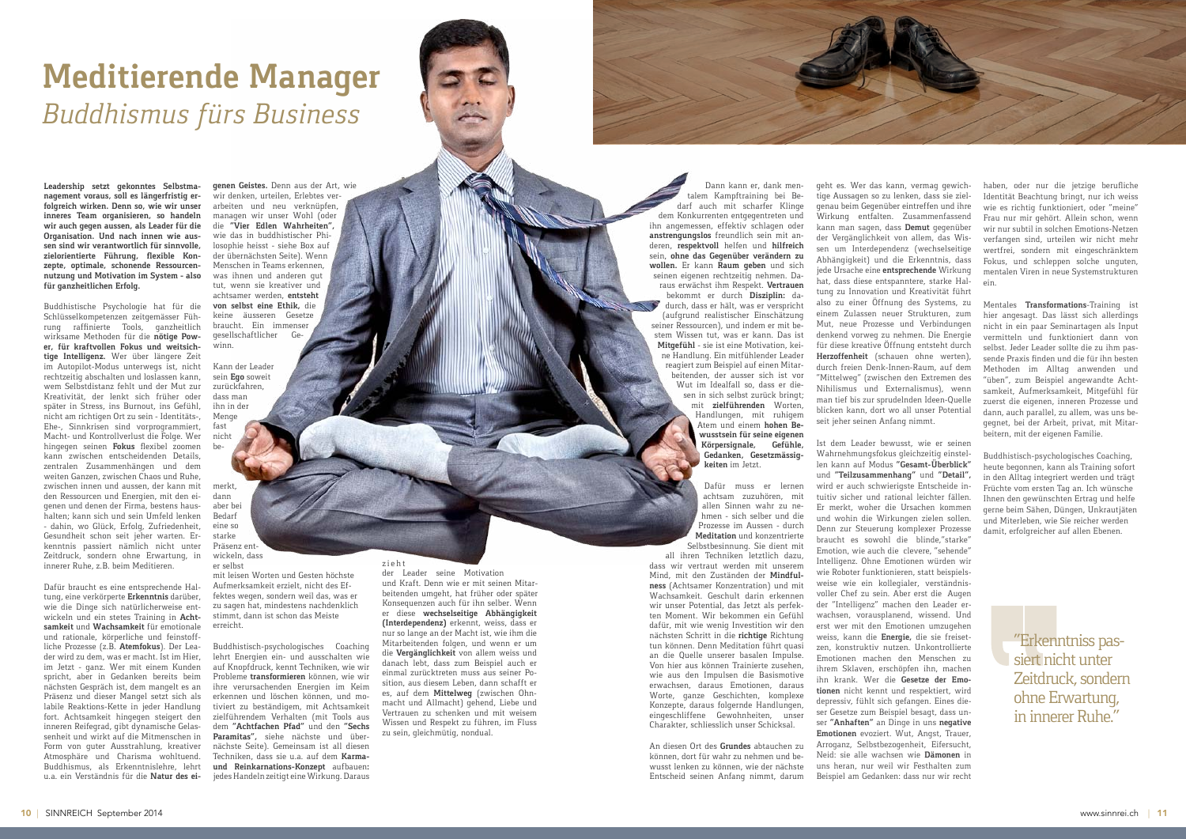# Meditierende Manager

*Buddhismus fürs Business*

**Leadership setzt gekonntes Selbstmanagement voraus, soll es längerfristig erfolgreich wirken. Denn so, wie wir unser inneres Team organisieren, so handeln wir auch gegen aussen, als Leader für die Organisation. Und nach innen wie aussen sind wir verantwortlich für sinnvolle, zielorientierte Führung, flexible Konzepte, optimale, schonende Ressourcennutzung und Motivation im System - also für ganzheitlichen Erfolg.**

Buddhistische Psychologie hat für die Schlüsselkompetenzen zeitgemässer Führung raffinierte Tools, ganzheitlich wirksame Methoden für die **nötige Power, für kraftvollen Fokus und weitsichtige Intelligenz.** Wer über längere Zeit im Autopilot-Modus unterwegs ist, nicht rechtzeitig abschalten und loslassen kann, wem Selbstdistanz fehlt und der Mut zur Kreativität, der lenkt sich früher oder später in Stress, ins Burnout, ins Gefühl, nicht am richtigen Ort zu sein - Identitäts-, Ehe-, Sinnkrisen sind vorprogrammiert, Macht- und Kontrollverlust die Folge. Wer hingegen seinen **Fokus** flexibel zoomen kann zwischen entscheidenden Details, zentralen Zusammenhängen und dem weiten Ganzen, zwischen Chaos und Ruhe, zwischen innen und aussen, der kann mit den Ressourcen und Energien, mit den eigenen und denen der Firma, bestens haushalten; kann sich und sein Umfeld lenken - dahin, wo Glück, Erfolg, Zufriedenheit, Gesundheit schon seit jeher warten. Erkenntnis passiert nämlich nicht unter Zeitdruck, sondern ohne Erwartung, in innerer Ruhe, z.B. beim Meditieren.

Dafür braucht es eine entsprechende Haltung, eine verkörperte **Erkenntnis** darüber, wie die Dinge sich natürlicherweise entwickeln und ein stetes Training in **Achtsamkeit** und **Wachsamkeit** für emotionale und rationale, körperliche und feinstoffliche Prozesse (z.B. **Atemfokus**). Der Leader wird zu dem, was er macht. Ist im Hier, im Jetzt - ganz. Wer mit einem Kunden spricht, aber in Gedanken bereits beim nächsten Gespräch ist, dem mangelt es an Präsenz und dieser Mangel setzt sich als labile Reaktions-Kette in jeder Handlung fort. Achtsamkeit hingegen steigert den inneren Reifegrad, gibt dynamische Gelassenheit und wirkt auf die Mitmenschen in Form von guter Ausstrahlung, kreativer Atmosphäre und Charisma wohltuend. Buddhismus, als Erkenntnislehre, lehrt u.a. ein Verständnis für die **Natur des eigenen Geistes.** Denn aus der Art, wie wir denken, urteilen, Erlebtes verarbeiten und neu verknüpfen, managen wir unser Wohl (oder die **"Vier Edlen Wahrheiten"**, wie das in buddhistischer Philosophie heisst - siehe Box auf der übernächsten Seite). Wenn Menschen in Teams erkennen, was ihnen und anderen gut tut, wenn sie kreativer und achtsamer werden, **entsteht von selbst eine Ethik,** die keine äusseren Gesetze braucht. Ein immenser gesellschaftlicher Gewinn.

Kann der Leader sein **Ego** soweit zurückfahren, dass man ihn in der Menge fast nicht bemerkt, dann aber bei Bedarf eine so starke Präsenz entwickeln, dass er selbst mit leisen Worten und Gesten höchste Aufmerksamkeit erzielt, nicht des Effektes wegen, sondern weil das, was er zu sagen hat, mindestens nachdenklich stimmt, dann ist schon das Meiste erreicht.

Buddhistisch-psychologisches Coaching lehrt Energien ein- und ausschalten wie auf Knopfdruck, kennt Techniken, wie wir Probleme **transformieren** können, wie wir ihre verursachenden Energien im Keim erkennen und löschen können, und motiviert zu beständigem, mit Achtsamkeit zielführendem Verhalten (mit Tools aus dem **"Achtfachen Pfad"** und den **"Sechs Paramitas"**, siehe nächste und übernächste Seite). Gemeinsam ist all diesen Techniken, dass sie u.a. auf dem **Karma- und Reinkarnations-Konzept** aufbauen: jedes Handeln zeitigt eine Wirkung. Daraus zieht der Leader seine Motivation und Kraft. Denn wie er mit seinen Mitarbeitenden umgeht, hat früher oder später Konsequenzen auch für ihn selber. Wenn er diese **wechselseitige Abhängigkeit (Interdependenz)** erkennt, weiss, dass er nur so lange an der Macht ist, wie ihm die Mitarbeitenden folgen, und wenn er um die **Vergänglichkeit** von allem weiss und danach lebt, dass zum Beispiel auch er einmal zurücktreten muss aus seiner Position, aus diesem Leben, dann schafft er es, auf dem **Mittelweg** (zwischen Ohnmacht und Allmacht) gehend, Liebe und Vertrauen zu schenken und mit weisem Wissen und Respekt zu führen, im Fluss zu sein, gleichmütig, nondual.

Dann kann er, dank mentalem Kampftraining bei Bedarf auch mit scharfer Klinge dem Konkurrenten entgegentreten und ihn angemessen, effektiv schlagen oder **anstrengungslos** freundlich sein mit anderen, **respektvoll** helfen und **hilfreich** sein, **ohne das Gegenüber verändern zu wollen.** Er kann **Raum geben** und sich seinen eigenen rechtzeitig nehmen. Daraus erwächst ihm Respekt. **Vertrauen** bekommt er durch **Disziplin:** dadurch, dass er hält, was er verspricht (aufgrund realistischer Einschätzung seiner Ressourcen), und indem er mit bestem Wissen tut, was er kann. Das ist **Mitgefühl** - sie ist eine Motivation, keine Handlung. Ein mitfühlender Leader reagiert zum Beispiel auf einen Mitarbeitenden, der ausser sich ist vor Wut im Idealfall so, dass er diesen in sich selbst zurück bringt; mit **zielführenden** Worten, Handlungen, mit ruhigem Atem und einem **hohen Bewusstsein für seine eigenen Körpersignale, Gefühle, Gedanken, Gesetzmässigkeiten** im Jetzt.

Dafür muss er lernen achtsam zuzuhören, mit allen Sinnen wahr zu nehmen - sich selber und die Prozesse im Aussen - durch **Meditation** und konzentrierte Selbstbesinnung. Sie dient mit all ihren Techniken letztlich dazu, dass wir vertraut werden mit unserem Mind, mit den Zuständen der **Mindfulness** (Achtsamer Konzentration) und mit Wachsamkeit. Geschult darin erkennen wir unser Potential, das Jetzt als perfekten Moment. Wir bekommen ein Gefühl dafür, mit wie wenig Investition wir den nächsten Schritt in die **richtige** Richtung tun können. Denn Meditation führt quasi an die Quelle unserer basalen Impulse. Von hier aus können Trainierte zusehen, wie aus den Impulsen die Basismotive erwachsen, daraus Emotionen, daraus Worte, ganze Geschichten, komplexe Konzepte, daraus folgernde Handlungen, eingeschliffene Gewohnheiten, unser Charakter, schliesslich unser Schicksal.

An diesen Ort des **Grundes** abtauchen zu können, dort für wahr zu nehmen und bewusst lenken zu können, wie der nächste Entscheid seinen Anfang nimmt, darum geht es. Wer das kann, vermag gewichtige Aussagen so zu lenken, dass sie zielgenau beim Gegenüber eintreffen und ihre Wirkung entfalten. Zusammenfassend kann man sagen, dass **Demut** gegenüber der Vergänglichkeit von allem, das Wissen um Interdependenz (wechselseitige Abhängigkeit) und die Erkenntnis, dass jede Ursache eine **entsprechende** Wirkung hat, dass diese entspanntere, starke Haltung zu Innovation und Kreativität führt also zu einer Öffnung des Systems, zu einem Zulassen neuer Strukturen, zum Mut, neue Prozesse und Verbindungen denkend vorweg zu nehmen. Die Energie für diese kreative Öffnung entsteht durch **Herzoffenheit** (schauen ohne werten), durch freien Denk-Innen-Raum, auf dem "Mittelweg" (zwischen den Extremen des Nihilismus und Externalismus), wenn man tief bis zur sprudelnden Ideen-Quelle blicken kann, dort wo all unser Potential seit jeher seinen Anfang nimmt.

Ist dem Leader bewusst, wie er seinen Wahrnehmungsfokus gleichzeitig einstellen kann auf Modus **"Gesamt-Überblick"** und **"Teilzusammenhang"** und **"Detail"**, wird er auch schwierigste Entscheide intuitiv sicher und rational leichter fällen. Er merkt, woher die Ursachen kommen und wohin die Wirkungen zielen sollen. Denn zur Steuerung komplexer Prozesse braucht es sowohl die blinde,"starke" Emotion, wie auch die clevere, "sehende" Intelligenz. Ohne Emotionen würden wir wie Roboter funktionieren, statt beispielsweise wie ein kollegialer, verständnisvoller Chef zu sein. Aber erst die Augen der "Intelligenz" machen den Leader erwachsen, vorausplanend, wissend. Und erst wer mit den Emotionen umzugehen weiss, kann die **Energie,** die sie freisetzen, konstruktiv nutzen. Unkontrollierte Emotionen machen den Menschen zu ihrem Sklaven, erschöpfen ihn, machen ihn krank. Wer die **Gesetze der Emotionen** nicht kennt und respektiert, wird depressiv, fühlt sich gefangen. Eines dieser Gesetze zum Beispiel besagt, dass unser **"Anhaften"** an Dinge in uns **negative Emotionen** evoziert. Wut, Angst, Trauer, Arroganz, Selbstbezogenheit, Eifersucht, Neid: sie alle wachsen wie **Dämonen** in uns heran, nur weil wir Festhalten zum Beispiel am Gedanken: dass nur wir recht haben, oder nur die jetzige berufliche Identität Beachtung bringt, nur ich weiss wie es richtig funktioniert, oder "meine" Frau nur mir gehört. Allein schon, wenn wir nur subtil in solchen Emotions-Netzen verfangen sind, urteilen wir nicht mehr wertfrei, sondern mit eingeschränktem Fokus, und schleppen solche unguten, mentalen Viren in neue Systemstrukturen ein.

Mentales **Transformations**-Training ist hier angesagt. Das lässt sich allerdings nicht in ein paar Seminartagen als Input vermitteln und funktioniert dann von selbst. Jeder Leader sollte die zu ihm passende Praxis finden und die für ihn besten Methoden im Alltag anwenden und "üben", zum Beispiel angewandte Achtsamkeit, Aufmerksamkeit, Mitgefühl für zuerst die eigenen, inneren Prozesse und dann, auch parallel, zu allem, was uns begegnet, bei der Arbeit, privat, mit Mitarbeitern, mit der eigenen Familie.

Buddhistisch-psychologisches Coaching, heute begonnen, kann als Training sofort in den Alltag integriert werden und trägt Früchte vom ersten Tag an. Ich wünsche Ihnen den gewünschten Ertrag und helfe gerne beim Sähen, Düngen, Unkrautjäten und Miterleben, wie Sie reicher werden damit, erfolgreicher auf allen Ebenen.

> "Erkenntniss passiert nicht unter Zeitdruck, sondern ohne Erwartung, in innerer Ruhe."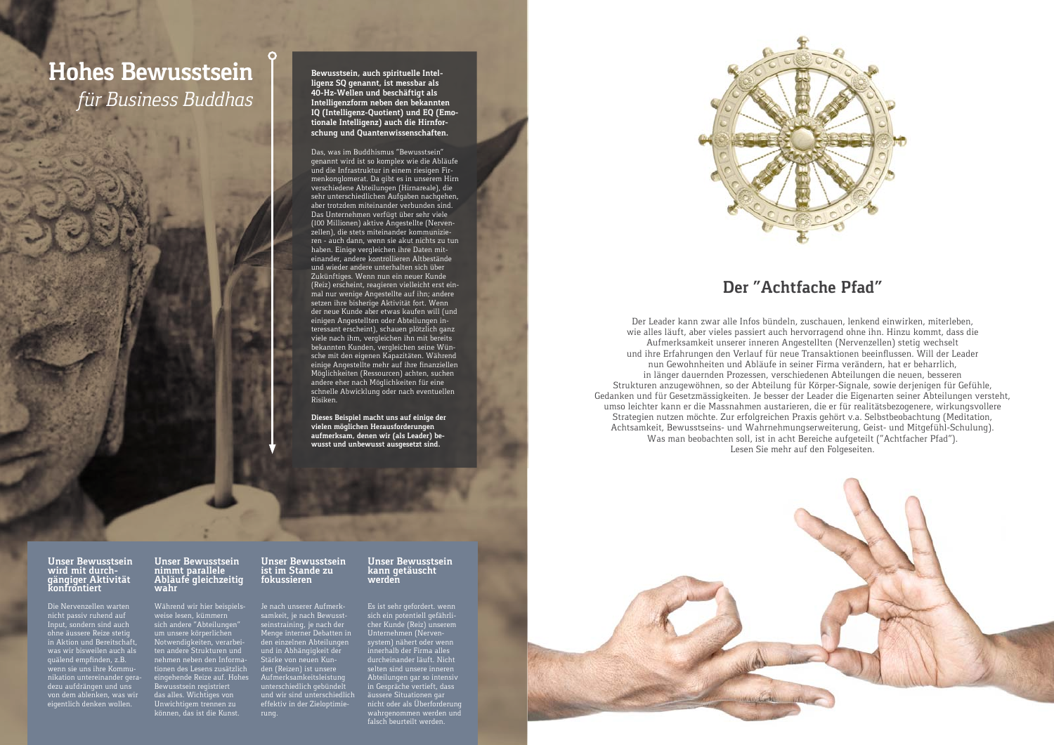# Hohes Bewusstsein

*für Business Buddhas*

**Bewusstsein, auch spirituelle Intelligenz SQ genannt, ist messbar als 40-Hz-Wellen und beschäftigt als Intelligenzform neben den bekannten IQ (Intelligenz-Quotient) und EQ (Emotionale Intelligenz) auch die Hirnforschung und Quantenwissenschaften.**

Das, was im Buddhismus "Bewusstsein" genannt wird ist so komplex wie die Abläufe und die Infrastruktur in einem riesigen Firmenkonglomerat. Da gibt es in unserem Hirn verschiedene Abteilungen (Hirnareale), die sehr unterschiedlichen Aufgaben nachgehen, aber trotzdem miteinander verbunden sind. Das Unternehmen verfügt über sehr viele (100 Millionen) aktive Angestellte (Nervenzellen), die stets miteinander kommunizieren - auch dann, wenn sie akut nichts zu tun haben. Einige vergleichen ihre Daten miteinander, andere kontrollieren Altbestände und wieder andere unterhalten sich über Zukünftiges. Wenn nun ein neuer Kunde (Reiz) erscheint, reagieren vielleicht erst einmal nur wenige Angestellte auf ihn; andere setzen ihre bisherige Aktivität fort. Wenn der neue Kunde aber etwas kaufen will (und einigen Angestellten oder Abteilungen interessant erscheint), schauen plötzlich ganz viele nach ihm, vergleichen ihn mit bereits bekannten Kunden, vergleichen seine Wünsche mit den eigenen Kapazitäten. Während einige Angestellte mehr auf ihre finanziellen Möglichkeiten (Ressourcen) achten, suchen andere eher nach Möglichkeiten für eine schnelle Abwicklung oder nach eventuellen Risiken.

**Dieses Beispiel macht uns auf einige der vielen möglichen Herausforderungen aufmerksam, denen wir (als Leader) bewusst und unbewusst ausgesetzt sind.**

### Unser Bewusstsein wird mit durchgängiger Aktivität konfrontiert

Die Nervenzellen warten nicht passiv ruhend auf Input, sondern sind auch ohne äussere Reize stetig in Aktion und Bereitschaft, was wir bisweilen auch als quälend empfinden, z.B. wenn sie uns ihre Kommunikation untereinander geradezu aufdrängen und uns von dem ablenken, was wir eigentlich denken wollen.

### Unser Bewusstsein nimmt parallele Abläufe gleichzeitig wahr

Während wir hier beispielsweise lesen, kümmern sich andere "Abteilungen" um unsere körperlichen Notwendigkeiten, verarbeiten andere Strukturen und nehmen neben den Informationen des Lesens zusätzlich eingehende Reize auf. Hohes Bewusstsein registriert das alles. Wichtiges von Unwichtigem trennen zu können, das ist die Kunst.

### Unser Bewusstsein ist im Stande zu fokussieren

Je nach unserer Aufmerksamkeit, je nach Bewusstseinstraining, je nach der Menge interner Debatten in den einzelnen Abteilungen und in Abhängigkeit der Stärke von neuen Kunden (Reizen) ist unsere Aufmerksamkeitsleistung unterschiedlich gebündelt und wir sind unterschiedlich effektiv in der Zieloptimierung.

### Unser Bewusstsein kann getäuscht werden

Es ist sehr gefordert, wenn sich ein potentiell gefährlicher Kunde (Reiz) unserem Unternehmen (Nervensystem) nähert oder wenn innerhalb der Firma alles durcheinander läuft. Nicht selten sind unsere inneren Abteilungen gar so intensiv in Gespräche vertieft, dass äussere Situationen gar nicht oder als Überforderung wahrgenommen werden und falsch beurteilt werden.

## Der "Achtfache Pfad"

Der Leader kann zwar alle Infos bündeln, zuschauen, lenkend einwirken, miterleben, wie alles läuft, aber vieles passiert auch hervorragend ohne ihn. Hinzu kommt, dass die Aufmerksamkeit unserer inneren Angestellten (Nervenzellen) stetig wechselt und ihre Erfahrungen den Verlauf für neue Transaktionen beeinflussen. Will der Leader nun Gewohnheiten und Abläufe in seiner Firma verändern, hat er beharrlich, in länger dauernden Prozessen, verschiedenen Abteilungen die neuen, besseren Strukturen anzugewöhnen, so der Abteilung für Körper-Signale, sowie derjenigen für Gefühle, Gedanken und für Gesetzmässigkeiten. Je besser der Leader die Eigenarten seiner Abteilungen versteht, umso leichter kann er die Massnahmen austarieren, die er für realitätsbezogenere, wirkungsvollere Strategien nutzen möchte. Zur erfolgreichen Praxis gehört v.a. Selbstbeobachtung (Meditation, Achtsamkeit, Bewusstseins- und Wahrnehmungserweiterung, Geist- und Mitgefühl-Schulung). Was man beobachten soll, ist in acht Bereiche aufgeteilt ("Achtfacher Pfad"). Lesen Sie mehr auf den Folgeseiten.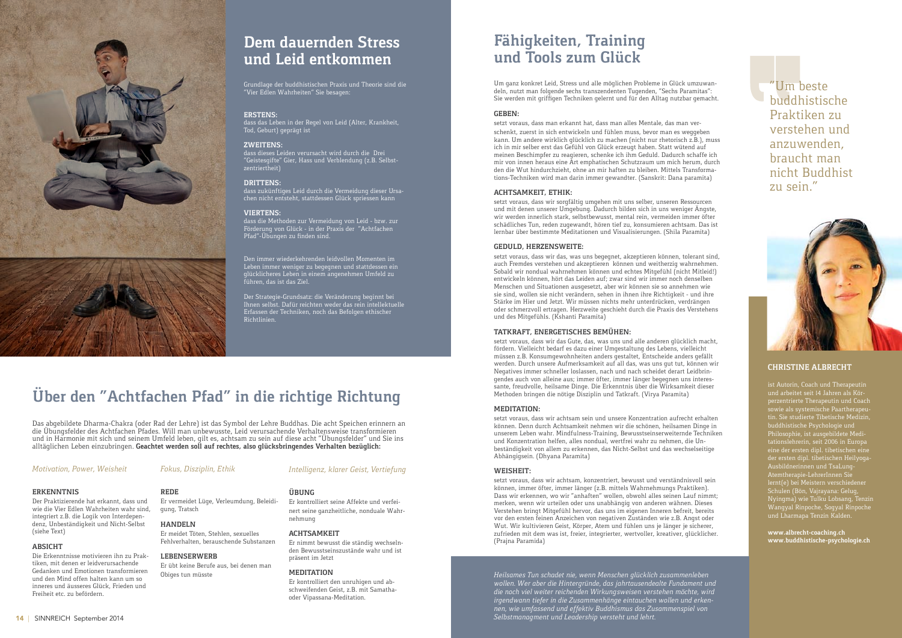## Dem dauernden Stress und Leid entkommen

Grundlage der buddhistischen Praxis und Theorie sind die "Vier Edlen Wahrheiten" Sie besagen:

**ERSTENS:**
dass das Leben in der Regel von Leid (Alter, Krankheit, Tod, Geburt) geprägt ist

**ZWEITENS:**
dass dieses Leiden verursacht wird durch die Drei "Geistesgifte" Gier, Hass und Verblendung (z.B. Selbstzentriertheit)

**DRITTENS:**
dass zukünftiges Leid durch die Vermeidung dieser Ursachen nicht entsteht, stattdessen Glück spriessen kann

**VIERTENS:**
dass die Methoden zur Vermeidung von Leid - bzw. zur Förderung von Glück - in der Praxis der "Achtfachen Pfad"-Übungen zu finden sind.

Den immer wiederkehrenden leidvollen Momenten im Leben immer weniger zu begegnen und stattdessen ein glücklicheres Leben in einem angenehmen Umfeld zu führen, das ist das Ziel.

Der Strategie-Grundsatz: die Veränderung beginnt bei Ihnen selbst. Dafür reichten weder das rein intellektuelle Erfassen der Techniken, noch das Befolgen ethischer Richtlinien.

## Über den "Achtfachen Pfad" in die richtige Richtung

Das abgebildete Dharma-Chakra (oder Rad der Lehre) ist das Symbol der Lehre Buddhas. Die acht Speichen erinnern an die Übungsfelder des Achtfachen Pfades. Will man unbewusste, Leid verursachende Verhaltensweise transformieren und in Harmonie mit sich und seinem Umfeld leben, gilt es, achtsam zu sein auf diese acht "Übungsfelder" und Sie ins alltäglichen Leben einzubringen. **Geachtet werden soll auf rechtes, also glücksbringendes Verhalten bezüglich:**

*Motivation, Power, Weisheit*

**ERKENNTNIS**
Der Praktizierende hat erkannt, dass und wie die Vier Edlen Wahrheiten wahr sind, integriert z.B. die Logik von Interdependenz, Unbeständigkeit und Nicht-Selbst (siehe Text)

**ABSICHT**
Die Erkenntnisse motivieren ihn zu Praktiken, mit denen er leidverursachende Gedanken und Emotionen transformieren und den Mind offen halten kann um so inneres und äusseres Glück, Frieden und Freiheit etc. zu befördern.

*Fokus, Disziplin, Ethik*

**REDE**
Er vermeidet Lüge, Verleumdung, Beleidigung, Tratsch

**HANDELN**
Er meidet Töten, Stehlen, sexuelles Fehlverhalten, berauschende Substanzen

**LEBENSERWERB**
Er übt keine Berufe aus, bei denen man Obiges tun müsste

*Intelligenz, klarer Geist, Vertiefung*

**ÜBUNG**
Er kontrolliert seine Affekte und verfeinert seine ganzheitliche, nonduale Wahrnehmung

**ACHTSAMKEIT**
Er nimmt bewusst die ständig wechselnden Bewusstseinszustände wahr und ist präsent im Jetzt

**MEDITATION**
Er kontrolliert den unruhigen und abschweifenden Geist, z.B. mit Samatha- oder Vipassana-Meditation.

## Fähigkeiten, Training und Tools zum Glück

Um ganz konkret Leid, Stress und alle möglichen Probleme in Glück umzuwandeln, nutzt man folgende sechs transzendenten Tugenden, "Sechs Paramitas": Sie werden mit griffigen Techniken gelernt und für den Alltag nutzbar gemacht.

**GEBEN:**
setzt voraus, dass man erkannt hat, dass man alles Mentale, das man verschenkt, zuerst in sich entwickeln und fühlen muss, bevor man es weggeben kann. Um andere wirklich glücklich zu machen (nicht nur rhetorisch z.B.), muss ich in mir selber erst das Gefühl von Glück erzeugt haben. Statt wütend auf meinen Beschimpfer zu reagieren, schenke ich ihm Geduld. Dadurch schaffe ich mir von innen heraus eine Art emphatischen Schutzraum um mich herum, durch den die Wut hindurchzieht, ohne an mir haften zu bleiben. Mittels Transformations-Techniken wird man darin immer gewandter. (Sanskrit: Dana paramita)

**ACHTSAMKEIT, ETHIK:**
setzt voraus, dass wir sorgfältig umgehen mit uns selber, unseren Ressourcen und mit denen unserer Umgebung. Dadurch bilden sich in uns weniger Ängste, wir werden innerlich stark, selbstbewusst, mental rein, vermeiden immer öfter schädliches Tun, reden zugewandt, hören tief zu, konsumieren achtsam. Das ist lernbar über bestimmte Meditationen und Visualisierungen. (Shila Paramita)

**GEDULD, HERZENSWEITE:**
setzt voraus, dass wir das, was uns begegnet, akzeptieren können, tolerant sind, auch Fremdes verstehen und akzeptieren können und weitherzig wahrnehmen. Sobald wir nondual wahrnehmen können und echtes Mitgefühl (nicht Mitleid!) entwickeln können, hört das Leiden auf; zwar sind wir immer noch denselben Menschen und Situationen ausgesetzt, aber wir können sie so annehmen wie sie sind, wollen sie nicht verändern, sehen in ihnen ihre Richtigkeit - und ihre Stärke im Hier und Jetzt. Wir müssen nichts mehr unterdrücken, verdrängen oder schmerzvoll ertragen. Herzweite geschieht durch die Praxis des Verstehens und des Mitgefühls. (Kshanti Paramita)

**TATKRAFT, ENERGETISCHES BEMÜHEN:**
setzt voraus, dass wir das Gute, das, was uns und alle anderen glücklich macht, fördern. Vielleicht bedarf es dazu einer Umgestaltung des Lebens, vielleicht müssen z.B. Konsumgewohnheiten anders gestaltet, Entscheide anders gefällt werden. Durch unsere Aufmerksamkeit auf all das, was uns gut tut, können wir Negatives immer schneller loslassen, nach und nach scheidet derart Leidbringendes auch von alleine aus; immer öfter, immer länger begegnen uns interessante, freudvolle, heilsame Dinge. Die Erkenntnis über die Wirksamkeit dieser Methoden bringen die nötige Disziplin und Tatkraft. (Virya Paramita)

**MEDITATION:**
setzt voraus, dass wir achtsam sein und unsere Konzentration aufrecht erhalten können. Denn durch Achtsamkeit nehmen wir die schönen, heilsamen Dinge in unserem Leben wahr. Mindfulness-Training, Bewusstseinserweiternde Techniken und Konzentration helfen, alles nondual, wertfrei wahr zu nehmen, die Unbeständigkeit von allem zu erkennen, das Nicht-Selbst und das wechselseitige Abhängigsein. (Dhyana Paramita)

**WEISHEIT:**
setzt voraus, dass wir achtsam, konzentriert, bewusst und verständnisvoll sein können, immer öfter, immer länger (z.B. mittels Wahrnehmungs Praktiken). Dass wir erkennen, wo wir "anhaften", obwohl alles seinen Lauf nimmt; merken, wenn wir urteilen oder uns unabhängig von anderen wähnen. Dieses Verstehen bringt Mitgefühl hervor, das uns im eigenen Inneren befreit, bereits vor den ersten feinen Anzeichen von negativen Zuständen wie z.B. Angst oder Wut. Wir kultivieren Geist, Körper, Atem und Fühlen uns je länger je sicherer, zufrieden mit dem was ist, freier, integrierter, wertvoller, kreativer, glücklicher. (Prajna Paramida)

*Heilsames Tun schadet nie, wenn Menschen glücklich zusammenleben wollen. Wer aber die Hintergründe, das jahrtausendealte Fundament und die noch viel weiter reichenden Wirkungsweisen verstehen möchte, wird irgendwann tiefer in die Zusammenhänge eintauchen wollen und erkennen, wie umfassend und effektiv Buddhismus das Zusammenspiel von Selbstmanagment und Leadership versteht und lehrt.*

"Um beste buddhistische Praktiken zu verstehen und anzuwenden, braucht man nicht Buddhist zu sein."

**CHRISTINE ALBRECHT**

ist Autorin, Coach und Therapeutin und arbeitet seit 14 Jahren als Körperzentrierte Therapeutin und Coach sowie als systemische Paartherapeutin. Sie studierte Tibetische Medizin, buddhistische Psychologie und Philosophie, ist ausgebildete Meditationslehrerin, seit 2006 in Europa eine der ersten dipl. tibetischen eine der ersten dipl. tibetischen Heilyoga-Ausbildnerinnen und TsaLung-Atemtherapie-LehrerInnen Sie lernt(e) bei Meistern verschiedener Schulen (Bön, Vajrayana: Gelug, Nyingma) wie Tulku Lobsang, Tenzin Wangyal Rinpoche, Sogyal Rinpoche und Lharmapa Tenzin Kalden.

**www.albrecht-coaching.ch**
**www.buddhistische-psychologie.ch**